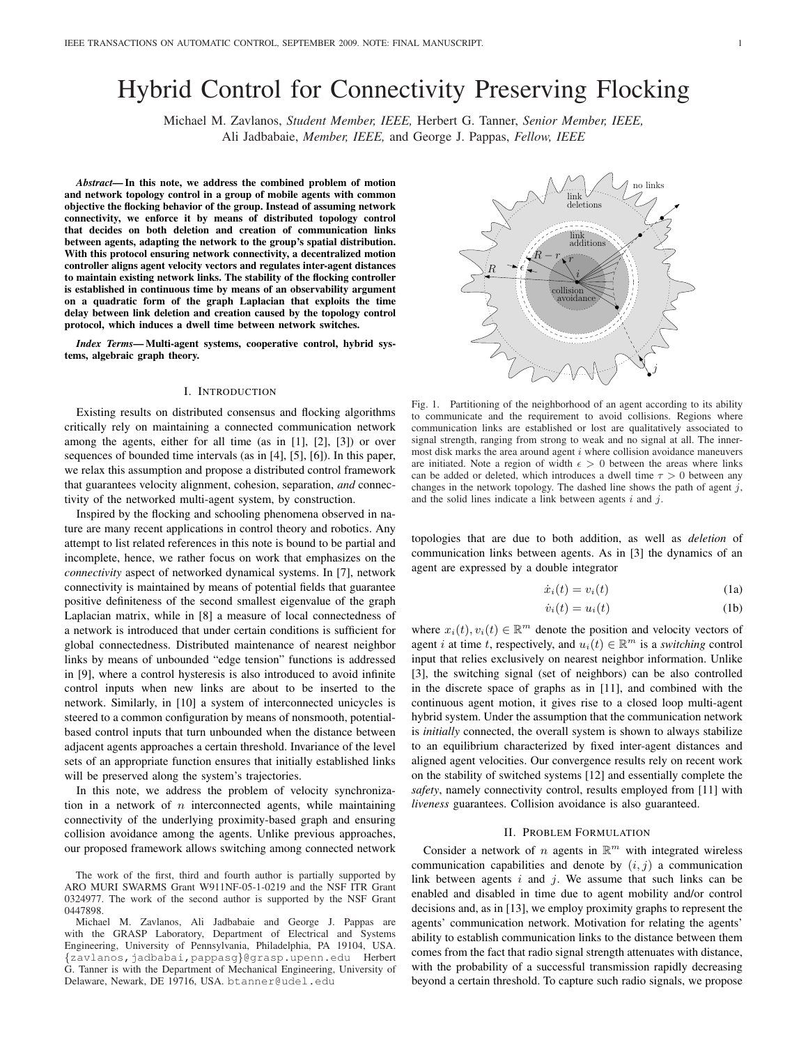# Hybrid Control for Connectivity Preserving Flocking

Michael M. Zavlanos, *Student Member, IEEE,* Herbert G. Tanner, *Senior Member, IEEE,* Ali Jadbabaie, *Member, IEEE,* and George J. Pappas, *Fellow, IEEE*

***Abstract*— In this note, we address the combined problem of motion and network topology control in a group of mobile agents with common objective the flocking behavior of the group. Instead of assuming network connectivity, we enforce it by means of distributed topology control that decides on both deletion and creation of communication links between agents, adapting the network to the group's spatial distribution. With this protocol ensuring network connectivity, a decentralized motion controller aligns agent velocity vectors and regulates inter-agent distances to maintain existing network links. The stability of the flocking controller is established in continuous time by means of an observability argument on a quadratic form of the graph Laplacian that exploits the time delay between link deletion and creation caused by the topology control protocol, which induces a dwell time between network switches.**

***Index Terms*— Multi-agent systems, cooperative control, hybrid systems, algebraic graph theory.**

## I. Introduction

Existing results on distributed consensus and flocking algorithms critically rely on maintaining a connected communication network among the agents, either for all time (as in [1], [2], [3]) or over sequences of bounded time intervals (as in [4], [5], [6]). In this paper, we relax this assumption and propose a distributed control framework that guarantees velocity alignment, cohesion, separation, *and* connectivity of the networked multi-agent system, by construction.

Inspired by the flocking and schooling phenomena observed in nature are many recent applications in control theory and robotics. Any attempt to list related references in this note is bound to be partial and incomplete, hence, we rather focus on work that emphasizes on the *connectivity* aspect of networked dynamical systems. In [7], network connectivity is maintained by means of potential fields that guarantee positive definiteness of the second smallest eigenvalue of the graph Laplacian matrix, while in [8] a measure of local connectedness of a network is introduced that under certain conditions is sufficient for global connectedness. Distributed maintenance of nearest neighbor links by means of unbounded "edge tension" functions is addressed in [9], where a control hysteresis is also introduced to avoid infinite control inputs when new links are about to be inserted to the network. Similarly, in [10] a system of interconnected unicycles is steered to a common configuration by means of nonsmooth, potential-based control inputs that turn unbounded when the distance between adjacent agents approaches a certain threshold. Invariance of the level sets of an appropriate function ensures that initially established links will be preserved along the system's trajectories.

In this note, we address the problem of velocity synchronization in a network of $n$ interconnected agents, while maintaining connectivity of the underlying proximity-based graph and ensuring collision avoidance among the agents. Unlike previous approaches, our proposed framework allows switching among connected network topologies that are due to both addition, as well as *deletion* of communication links between agents. As in [3] the dynamics of an agent are expressed by a double integrator

$$\dot{x}_i(t) = v_i(t) \tag{1a}$$

$$\dot{v}_i(t) = u_i(t) \tag{1b}$$

where $x_i(t), v_i(t) \in \mathbb{R}^m$ denote the position and velocity vectors of agent $i$ at time $t$, respectively, and $u_i(t) \in \mathbb{R}^m$ is a *switching* control input that relies exclusively on nearest neighbor information. Unlike [3], the switching signal (set of neighbors) can be also controlled in the discrete space of graphs as in [11], and combined with the continuous agent motion, it gives rise to a closed loop multi-agent hybrid system. Under the assumption that the communication network is *initially* connected, the overall system is shown to always stabilize to an equilibrium characterized by fixed inter-agent distances and aligned agent velocities. Our convergence results rely on recent work on the stability of switched systems [12] and essentially complete the *safety*, namely connectivity control, results employed from [11] with *liveness* guarantees. Collision avoidance is also guaranteed.

Fig. 1. Partitioning of the neighborhood of an agent according to its ability to communicate and the requirement to avoid collisions. Regions where communication links are established or lost are qualitatively associated to signal strength, ranging from strong to weak and no signal at all. The inner-most disk marks the area around agent $i$ where collision avoidance maneuvers are initiated. Note a region of width $\epsilon > 0$ between the areas where links can be added or deleted, which introduces a dwell time $\tau > 0$ between any changes in the network topology. The dashed line shows the path of agent $j$, and the solid lines indicate a link between agents $i$ and $j$.

## II. Problem Formulation

Consider a network of $n$ agents in $\mathbb{R}^m$ with integrated wireless communication capabilities and denote by $(i, j)$ a communication link between agents $i$ and $j$. We assume that such links can be enabled and disabled in time due to agent mobility and/or control decisions and, as in [13], we employ proximity graphs to represent the agents' communication network. Motivation for relating the agents' ability to establish communication links to the distance between them comes from the fact that radio signal strength attenuates with distance, with the probability of a successful transmission rapidly decreasing beyond a certain threshold. To capture such radio signals, we propose

The work of the first, third and fourth author is partially supported by ARO MURI SWARMS Grant W911NF-05-1-0219 and the NSF ITR Grant 0324977. The work of the second author is supported by the NSF Grant 0447898.

Michael M. Zavlanos, Ali Jadbabaie and George J. Pappas are with the GRASP Laboratory, Department of Electrical and Systems Engineering, University of Pennsylvania, Philadelphia, PA 19104, USA. {zavlanos,jadbabai,pappasg}@grasp.upenn.edu Herbert G. Tanner is with the Department of Mechanical Engineering, University of Delaware, Newark, DE 19716, USA. btanner@udel.edu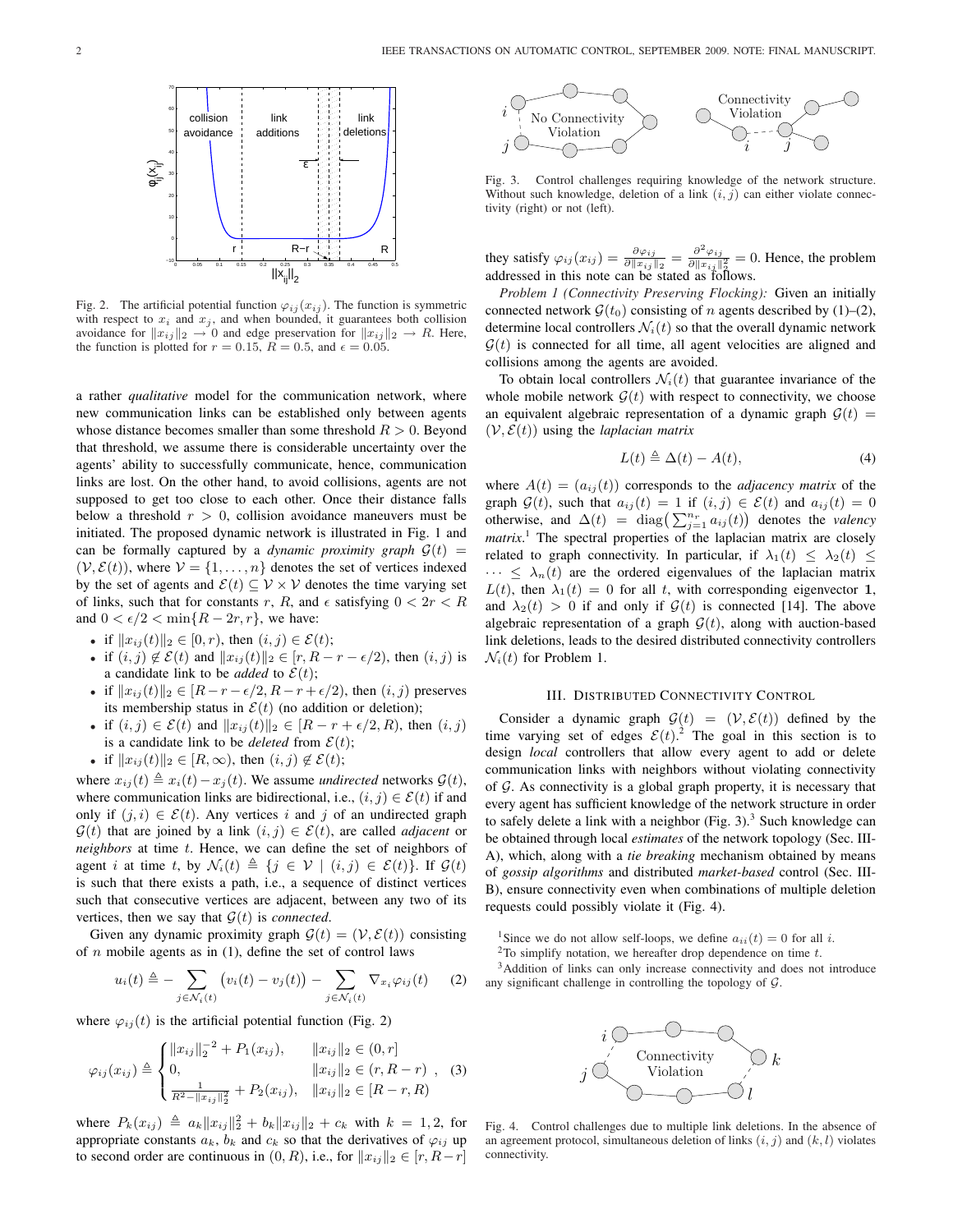Fig. 2. The artificial potential function $\varphi_{ij}(x_{ij})$. The function is symmetric with respect to $x_i$ and $x_j$, and when bounded, it guarantees both collision avoidance for $\|x_{ij}\|_2 \to 0$ and edge preservation for $\|x_{ij}\|_2 \to R$. Here, the function is plotted for $r = 0.15$, $R = 0.5$, and $\epsilon = 0.05$.

a rather *qualitative* model for the communication network, where new communication links can be established only between agents whose distance becomes smaller than some threshold $R > 0$. Beyond that threshold, we assume there is considerable uncertainty over the agents' ability to successfully communicate, hence, communication links are lost. On the other hand, to avoid collisions, agents are not supposed to get too close to each other. Once their distance falls below a threshold $r > 0$, collision avoidance maneuvers must be initiated. The proposed dynamic network is illustrated in Fig. 1 and can be formally captured by a *dynamic proximity graph* $\mathcal{G}(t) = (\mathcal{V}, \mathcal{E}(t))$, where $\mathcal{V} = \{1, \dots, n\}$ denotes the set of vertices indexed by the set of agents and $\mathcal{E}(t) \subseteq \mathcal{V} \times \mathcal{V}$ denotes the time varying set of links, such that for constants $r$, $R$, and $\epsilon$ satisfying $0 < 2r < R$ and $0 < \epsilon/2 < \min\{R - 2r, r\}$, we have:

- if $\|x_{ij}(t)\|_2 \in [0, r)$, then $(i, j) \in \mathcal{E}(t)$;
- if $(i, j) \notin \mathcal{E}(t)$ and $\|x_{ij}(t)\|_2 \in [r, R - r - \epsilon/2)$, then $(i, j)$ is a candidate link to be *added* to $\mathcal{E}(t)$;
- if $\|x_{ij}(t)\|_2 \in [R - r - \epsilon/2, R - r + \epsilon/2)$, then $(i, j)$ preserves its membership status in $\mathcal{E}(t)$ (no addition or deletion);
- if $(i, j) \in \mathcal{E}(t)$ and $\|x_{ij}(t)\|_2 \in [R - r + \epsilon/2, R)$, then $(i, j)$ is a candidate link to be *deleted* from $\mathcal{E}(t)$;
- if $\|x_{ij}(t)\|_2 \in [R, \infty)$, then $(i, j) \notin \mathcal{E}(t)$;

where $x_{ij}(t) \triangleq x_i(t) - x_j(t)$. We assume *undirected* networks $\mathcal{G}(t)$, where communication links are bidirectional, i.e., $(i, j) \in \mathcal{E}(t)$ if and only if $(j, i) \in \mathcal{E}(t)$. Any vertices $i$ and $j$ of an undirected graph $\mathcal{G}(t)$ that are joined by a link $(i, j) \in \mathcal{E}(t)$, are called *adjacent* or *neighbors* at time $t$. Hence, we can define the set of neighbors of agent $i$ at time $t$, by $\mathcal{N}_i(t) \triangleq \{j \in \mathcal{V} \mid (i, j) \in \mathcal{E}(t)\}$. If $\mathcal{G}(t)$ is such that there exists a path, i.e., a sequence of distinct vertices such that consecutive vertices are adjacent, between any two of its vertices, then we say that $\mathcal{G}(t)$ is *connected*.

Given any dynamic proximity graph $\mathcal{G}(t) = (\mathcal{V}, \mathcal{E}(t))$ consisting of $n$ mobile agents as in (1), define the set of control laws

$$u_i(t) \triangleq - \sum_{j \in \mathcal{N}_i(t)} \big(v_i(t) - v_j(t)\big) - \sum_{j \in \mathcal{N}_i(t)} \nabla_{x_i} \varphi_{ij}(t) \qquad (2)$$

where $\varphi_{ij}(t)$ is the artificial potential function (Fig. 2)

$$\varphi_{ij}(x_{ij}) \triangleq \begin{cases} \|x_{ij}\|_2^{-2} + P_1(x_{ij}), & \|x_{ij}\|_2 \in (0, r] \\ 0, & \|x_{ij}\|_2 \in (r, R - r) \\ \frac{1}{R^2 - \|x_{ij}\|_2^2} + P_2(x_{ij}), & \|x_{ij}\|_2 \in [R - r, R) \end{cases}, \qquad (3)$$

where $P_k(x_{ij}) \triangleq a_k\|x_{ij}\|_2^2 + b_k\|x_{ij}\|_2 + c_k$ with $k = 1, 2$, for appropriate constants $a_k$, $b_k$ and $c_k$ so that the derivatives of $\varphi_{ij}$ up to second order are continuous in $(0, R)$, i.e., for $\|x_{ij}\|_2 \in [r, R - r]$ they satisfy $\varphi_{ij}(x_{ij}) = \frac{\partial \varphi_{ij}}{\partial \|x_{ij}\|_2} = \frac{\partial^2 \varphi_{ij}}{\partial \|x_{ij}\|_2^2} = 0$. Hence, the problem addressed in this note can be stated as follows.

Fig. 3. Control challenges requiring knowledge of the network structure. Without such knowledge, deletion of a link $(i, j)$ can either violate connectivity (right) or not (left).

*Problem 1 (Connectivity Preserving Flocking):* Given an initially connected network $\mathcal{G}(t_0)$ consisting of $n$ agents described by (1)–(2), determine local controllers $\mathcal{N}_i(t)$ so that the overall dynamic network $\mathcal{G}(t)$ is connected for all time, all agent velocities are aligned and collisions among the agents are avoided.

To obtain local controllers $\mathcal{N}_i(t)$ that guarantee invariance of the whole mobile network $\mathcal{G}(t)$ with respect to connectivity, we choose an equivalent algebraic representation of a dynamic graph $\mathcal{G}(t) = (\mathcal{V}, \mathcal{E}(t))$ using the *laplacian matrix*

$$L(t) \triangleq \Delta(t) - A(t), \qquad (4)$$

where $A(t) = (a_{ij}(t))$ corresponds to the *adjacency matrix* of the graph $\mathcal{G}(t)$, such that $a_{ij}(t) = 1$ if $(i, j) \in \mathcal{E}(t)$ and $a_{ij}(t) = 0$ otherwise, and $\Delta(t) = \text{diag}\big(\sum_{j=1}^{n_r} a_{ij}(t)\big)$ denotes the *valency matrix*.[1] The spectral properties of the laplacian matrix are closely related to graph connectivity. In particular, if $\lambda_1(t) \leq \lambda_2(t) \leq \dots \leq \lambda_n(t)$ are the ordered eigenvalues of the laplacian matrix $L(t)$, then $\lambda_1(t) = 0$ for all $t$, with corresponding eigenvector $\mathbf{1}$, and $\lambda_2(t) > 0$ if and only if $\mathcal{G}(t)$ is connected [14]. The above algebraic representation of a graph $\mathcal{G}(t)$, along with auction-based link deletions, leads to the desired distributed connectivity controllers $\mathcal{N}_i(t)$ for Problem 1.

## III. Distributed Connectivity Control

Consider a dynamic graph $\mathcal{G}(t) = (\mathcal{V}, \mathcal{E}(t))$ defined by the time varying set of edges $\mathcal{E}(t)$.[2] The goal in this section is to design *local* controllers that allow every agent to add or delete communication links with neighbors without violating connectivity of $\mathcal{G}$. As connectivity is a global graph property, it is necessary that every agent has sufficient knowledge of the network structure in order to safely delete a link with a neighbor (Fig. 3).[3] Such knowledge can be obtained through local *estimates* of the network topology (Sec. III-A), which, along with a *tie breaking* mechanism obtained by means of *gossip algorithms* and distributed *market-based* control (Sec. III-B), ensure connectivity even when combinations of multiple deletion requests could possibly violate it (Fig. 4).

[1] Since we do not allow self-loops, we define $a_{ii}(t) = 0$ for all $i$.

[2] To simplify notation, we hereafter drop dependence on time $t$.

[3] Addition of links can only increase connectivity and does not introduce any significant challenge in controlling the topology of $\mathcal{G}$.

Fig. 4. Control challenges due to multiple link deletions. In the absence of an agreement protocol, simultaneous deletion of links $(i, j)$ and $(k, l)$ violates connectivity.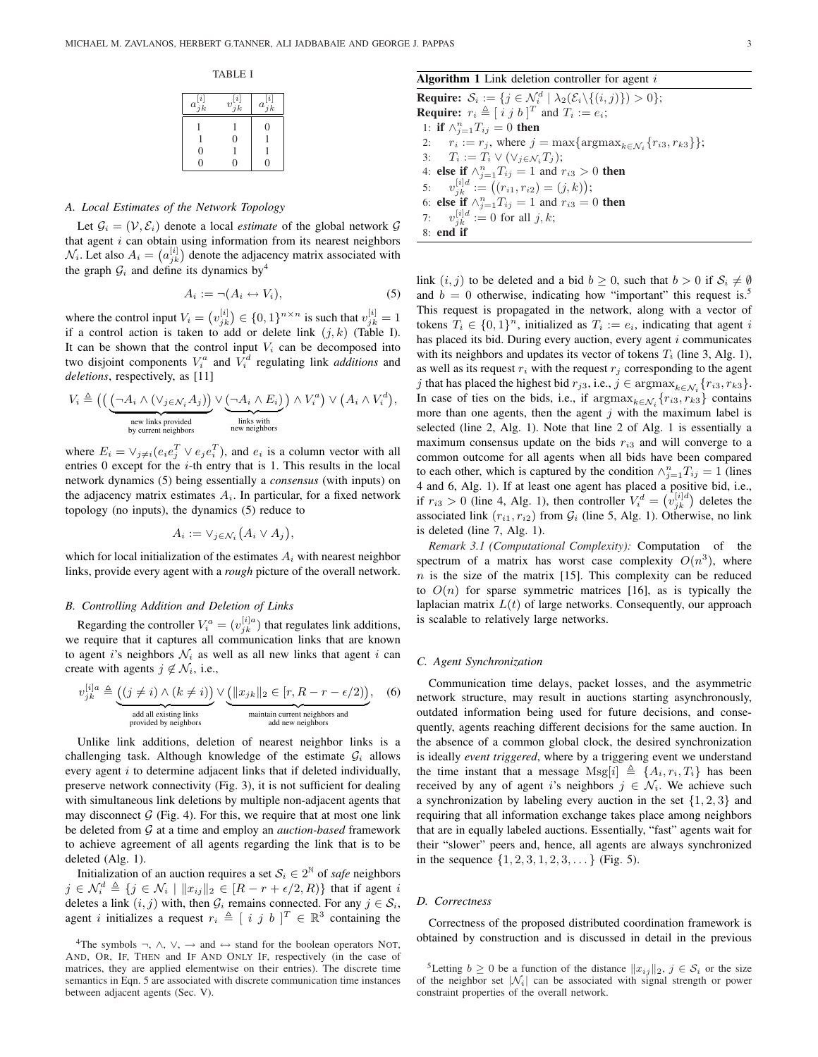TABLE I

| $a_{jk}^{[i]}$ | $v_{jk}^{[i]}$ | $a_{jk}^{[i]}$ |
|---|---|---|
| 1 | 1 | 0 |
| 1 | 0 | 1 |
| 0 | 1 | 1 |
| 0 | 0 | 0 |

### A. Local Estimates of the Network Topology

Let $\mathcal{G}_i = (\mathcal{V}, \mathcal{E}_i)$ denote a local *estimate* of the global network $\mathcal{G}$ that agent $i$ can obtain using information from its nearest neighbors $\mathcal{N}_i$. Let also $A_i = \left(a_{jk}^{[i]}\right)$ denote the adjacency matrix associated with the graph $\mathcal{G}_i$ and define its dynamics by[4]

$$A_i := \neg(A_i \leftrightarrow V_i), \quad (5)$$

where the control input $V_i = \left(v_{jk}^{[i]}\right) \in \{0,1\}^{n \times n}$ is such that $v_{jk}^{[i]} = 1$ if a control action is taken to add or delete link $(j,k)$ (Table I). It can be shown that the control input $V_i$ can be decomposed into two disjoint components $V_i^a$ and $V_i^d$ regulating link *additions* and *deletions*, respectively, as [11]

$$V_i \triangleq \Big( \big( \underbrace{\big(\neg A_i \wedge (\vee_{j \in \mathcal{N}_i} A_j)\big)}_{\text{new links provided by current neighbors}} \vee \underbrace{(\neg A_i \wedge E_i)}_{\text{links with new neighbors}} \big) \wedge V_i^a \Big) \vee \big( A_i \wedge V_i^d \big),$$

where $E_i = \vee_{j \neq i} (e_i e_j^T \vee e_j e_i^T)$, and $e_i$ is a column vector with all entries 0 except for the $i$-th entry that is 1. This results in the local network dynamics (5) being essentially a *consensus* (with inputs) on the adjacency matrix estimates $A_i$. In particular, for a fixed network topology (no inputs), the dynamics (5) reduce to

$$A_i := \vee_{j \in \mathcal{N}_i} \big( A_i \vee A_j \big),$$

which for local initialization of the estimates $A_i$ with nearest neighbor links, provide every agent with a *rough* picture of the overall network.

### B. Controlling Addition and Deletion of Links

Regarding the controller $V_i^a = (v_{jk}^{[i]a})$ that regulates link additions, we require that it captures all communication links that are known to agent $i$'s neighbors $\mathcal{N}_i$ as well as all new links that agent $i$ can create with agents $j \notin \mathcal{N}_i$, i.e.,

$$v_{jk}^{[i]a} \triangleq \underbrace{\big( (j \neq i) \wedge (k \neq i) \big)}_{\text{add all existing links provided by neighbors}} \vee \underbrace{\big( \|x_{jk}\|_2 \in [r, R - r - \epsilon/2) \big)}_{\text{maintain current neighbors and add new neighbors}}, \quad (6)$$

Unlike link additions, deletion of nearest neighbor links is a challenging task. Although knowledge of the estimate $\mathcal{G}_i$ allows every agent $i$ to determine adjacent links that if deleted individually, preserve network connectivity (Fig. 3), it is not sufficient for dealing with simultaneous link deletions by multiple non-adjacent agents that may disconnect $\mathcal{G}$ (Fig. 4). For this, we require that at most one link be deleted from $\mathcal{G}$ at a time and employ an *auction-based* framework to achieve agreement of all agents regarding the link that is to be deleted (Alg. 1).

Initialization of an auction requires a set $\mathcal{S}_i \in 2^{\mathbb{N}}$ of *safe* neighbors $j \in \mathcal{N}_i^d \triangleq \{ j \in \mathcal{N}_i \mid \|x_{ij}\|_2 \in [R - r + \epsilon/2, R) \}$ that if agent $i$ deletes a link $(i,j)$ with, then $\mathcal{G}_i$ remains connected. For any $j \in \mathcal{S}_i$, agent $i$ initializes a request $r_i \triangleq [\ i \ j \ b\ ]^T \in \mathbb{R}^3$ containing the link $(i,j)$ to be deleted and a bid $b \geq 0$, such that $b > 0$ if $\mathcal{S}_i \neq \emptyset$ and $b = 0$ otherwise, indicating how "important" this request is.[5] This request is propagated in the network, along with a vector of tokens $T_i \in \{0,1\}^n$, initialized as $T_i := e_i$, indicating that agent $i$ has placed its bid. During every auction, every agent $i$ communicates with its neighbors and updates its vector of tokens $T_i$ (line 3, Alg. 1), as well as its request $r_i$ with the request $r_j$ corresponding to the agent $j$ that has placed the highest bid $r_{j3}$, i.e., $j \in \operatorname{argmax}_{k \in \mathcal{N}_i} \{r_{i3}, r_{k3}\}$. In case of ties on the bids, i.e., if $\operatorname{argmax}_{k \in \mathcal{N}_i} \{r_{i3}, r_{k3}\}$ contains more than one agents, then the agent $j$ with the maximum label is selected (line 2, Alg. 1). Note that line 2 of Alg. 1 is essentially a maximum consensus update on the bids $r_{i3}$ and will converge to a common outcome for all agents when all bids have been compared to each other, which is captured by the condition $\wedge_{j=1}^n T_{ij} = 1$ (lines 4 and 6, Alg. 1). If at least one agent has placed a positive bid, i.e., if $r_{i3} > 0$ (line 4, Alg. 1), then controller $V_i^d = \left(v_{jk}^{[i]d}\right)$ deletes the associated link $(r_{i1}, r_{i2})$ from $\mathcal{G}_i$ (line 5, Alg. 1). Otherwise, no link is deleted (line 7, Alg. 1).

**Algorithm 1** Link deletion controller for agent $i$

**Require:** $\mathcal{S}_i := \{ j \in \mathcal{N}_i^d \mid \lambda_2(\mathcal{E}_i \backslash \{(i,j)\}) > 0 \}$;
**Require:** $r_i \triangleq [\ i \ j \ b\ ]^T$ and $T_i := e_i$;
1: **if** $\wedge_{j=1}^n T_{ij} = 0$ **then**
2: $\quad r_i := r_j$, where $j = \max\{\operatorname{argmax}_{k \in \mathcal{N}_i} \{r_{i3}, r_{k3}\}\}$;
3: $\quad T_i := T_i \vee (\vee_{j \in \mathcal{N}_i} T_j)$;
4: **else if** $\wedge_{j=1}^n T_{ij} = 1$ and $r_{i3} > 0$ **then**
5: $\quad v_{jk}^{[i]d} := \big( (r_{i1}, r_{i2}) = (j,k) \big)$;
6: **else if** $\wedge_{j=1}^n T_{ij} = 1$ and $r_{i3} = 0$ **then**
7: $\quad v_{jk}^{[i]d} := 0$ for all $j,k$;
8: **end if**

*Remark 3.1 (Computational Complexity):* Computation of the spectrum of a matrix has worst case complexity $O(n^3)$, where $n$ is the size of the matrix [15]. This complexity can be reduced to $O(n)$ for sparse symmetric matrices [16], as is typically the laplacian matrix $L(t)$ of large networks. Consequently, our approach is scalable to relatively large networks.

### C. Agent Synchronization

Communication time delays, packet losses, and the asymmetric network structure, may result in auctions starting asynchronously, outdated information being used for future decisions, and consequently, agents reaching different decisions for the same auction. In the absence of a common global clock, the desired synchronization is ideally *event triggered*, where by a triggering event we understand the time instant that a message $\mathrm{Msg}[i] \triangleq \{A_i, r_i, T_i\}$ has been received by any of agent $i$'s neighbors $j \in \mathcal{N}_i$. We achieve such a synchronization by labeling every auction in the set $\{1,2,3\}$ and requiring that all information exchange takes place among neighbors that are in equally labeled auctions. Essentially, "fast" agents wait for their "slower" peers and, hence, all agents are always synchronized in the sequence $\{1,2,3,1,2,3,\dots\}$ (Fig. 5).

### D. Correctness

Correctness of the proposed distributed coordination framework is obtained by construction and is discussed in detail in the previous

[4]The symbols $\neg$, $\wedge$, $\vee$, $\rightarrow$ and $\leftrightarrow$ stand for the boolean operators NOT, AND, OR, IF, THEN and IF AND ONLY IF, respectively (in the case of matrices, they are applied elementwise on their entries). The discrete time semantics in Eqn. 5 are associated with discrete communication time instances between adjacent agents (Sec. V).

[5]Letting $b \geq 0$ be a function of the distance $\|x_{ij}\|_2$, $j \in \mathcal{S}_i$ or the size of the neighbor set $|\mathcal{N}_i|$ can be associated with signal strength or power constraint properties of the overall network.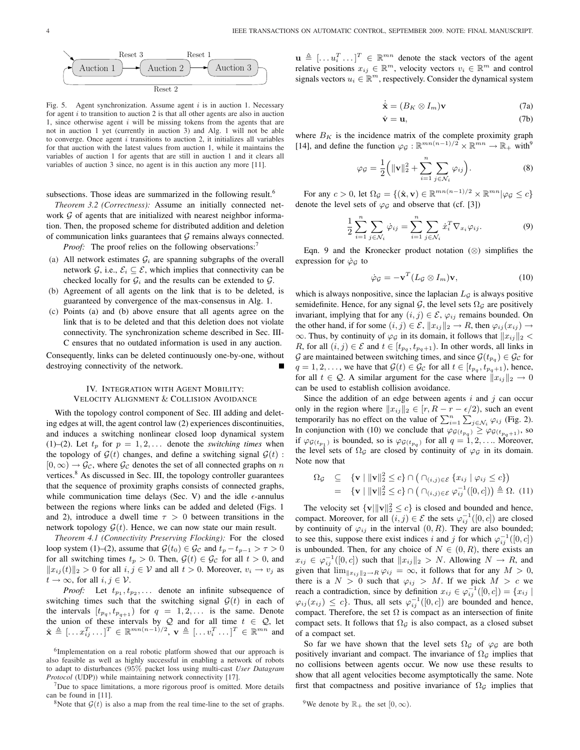Reset 3 Reset 1

Auction 1 → Auction 2 → Auction 3

Reset 2

Fig. 5. Agent synchronization. Assume agent $i$ is in auction 1. Necessary for agent $i$ to transition to auction 2 is that all other agents are also in auction 1, since otherwise agent $i$ will be missing tokens from the agents that are not in auction 1 yet (currently in auction 3) and Alg. 1 will not be able to converge. Once agent $i$ transitions to auction 2, it initializes all variables for that auction with the latest values from auction 1, while it maintains the variables of auction 1 for agents that are still in auction 1 and it clears all variables of auction 3 since, no agent is in this auction any more [11].

subsections. Those ideas are summarized in the following result.[6]

*Theorem 3.2 (Correctness):* Assume an initially connected network $\mathcal{G}$ of agents that are initialized with nearest neighbor information. Then, the proposed scheme for distributed addition and deletion of communication links guarantees that $\mathcal{G}$ remains always connected.

*Proof:* The proof relies on the following observations:[7]

(a) All network estimates $\mathcal{G}_i$ are spanning subgraphs of the overall network $\mathcal{G}$, i.e., $\mathcal{E}_i \subseteq \mathcal{E}$, which implies that connectivity can be checked locally for $\mathcal{G}_i$ and the results can be extended to $\mathcal{G}$.

(b) Agreement of all agents on the link that is to be deleted, is guaranteed by convergence of the max-consensus in Alg. 1.

(c) Points (a) and (b) above ensure that all agents agree on the link that is to be deleted and that this deletion does not violate connectivity. The synchronization scheme described in Sec. III-C ensures that no outdated information is used in any auction.

Consequently, links can be deleted continuously one-by-one, without destroying connectivity of the network. ∎

## IV. Integration with Agent Mobility: Velocity Alignment & Collision Avoidance

With the topology control component of Sec. III adding and deleting edges at will, the agent control law (2) experiences discontinuities, and induces a switching nonlinear closed loop dynamical system (1)–(2). Let $t_p$ for $p = 1, 2, \ldots$ denote the *switching times* when the topology of $\mathcal{G}(t)$ changes, and define a switching signal $\mathcal{G}(t) : [0, \infty) \to \mathcal{G}_\mathcal{C}$, where $\mathcal{G}_\mathcal{C}$ denotes the set of all connected graphs on $n$ vertices.[8] As discussed in Sec. III, the topology controller guarantees that the sequence of proximity graphs consists of connected graphs, while communication time delays (Sec. V) and the idle $\epsilon$-annulus between the regions where links can be added and deleted (Figs. 1 and 2), introduce a dwell time $\tau > 0$ between transitions in the network topology $\mathcal{G}(t)$. Hence, we can now state our main result.

*Theorem 4.1 (Connectivity Preserving Flocking):* For the closed loop system (1)–(2), assume that $\mathcal{G}(t_0) \in \mathcal{G}_\mathcal{C}$ and $t_p - t_{p-1} > \tau > 0$ for all switching times $t_p > 0$. Then, $\mathcal{G}(t) \in \mathcal{G}_\mathcal{C}$ for all $t > 0$, and $\|x_{ij}(t)\|_2 > 0$ for all $i, j \in \mathcal{V}$ and all $t > 0$. Moreover, $v_i \to v_j$ as $t \to \infty$, for all $i, j \in \mathcal{V}$.

*Proof:* Let $t_{p_1}, t_{p_2}, \ldots$ denote an infinite subsequence of switching times such that the switching signal $\mathcal{G}(t)$ in each of the intervals $[t_{p_q}, t_{p_{q+1}})$ for $q = 1, 2, \ldots$ is the same. Denote the union of these intervals by $\mathcal{Q}$ and for all time $t \in \mathcal{Q}$, let $\hat{\mathbf{x}} \triangleq [\ldots x_{ij}^T \ldots]^T \in \mathbb{R}^{mn(n-1)/2}$, $\mathbf{v} \triangleq [\ldots v_i^T \ldots]^T \in \mathbb{R}^{mn}$ and $\mathbf{u} \triangleq [\ldots u_i^T \ldots]^T \in \mathbb{R}^{mn}$ denote the stack vectors of the agent relative positions $x_{ij} \in \mathbb{R}^m$, velocity vectors $v_i \in \mathbb{R}^m$ and control signals vectors $u_i \in \mathbb{R}^m$, respectively. Consider the dynamical system

$$\dot{\hat{\mathbf{x}}} = (B_K \otimes I_m)\mathbf{v} \tag{7a}$$

$$\dot{\mathbf{v}} = \mathbf{u}, \tag{7b}$$

where $B_K$ is the incidence matrix of the complete proximity graph [14], and define the function $\varphi_\mathcal{G} : \mathbb{R}^{mn(n-1)/2} \times \mathbb{R}^{mn} \to \mathbb{R}_+$ with[9]

$$\varphi_\mathcal{G} = \frac{1}{2}\Big(\|\mathbf{v}\|_2^2 + \sum_{i=1}^n \sum_{j \in \mathcal{N}_i} \varphi_{ij}\Big). \tag{8}$$

For any $c > 0$, let $\Omega_\mathcal{G} = \{(\hat{\mathbf{x}}, \mathbf{v}) \in \mathbb{R}^{mn(n-1)/2} \times \mathbb{R}^{mn} | \varphi_\mathcal{G} \leq c\}$ denote the level sets of $\varphi_\mathcal{G}$ and observe that (cf. [3])

$$\frac{1}{2}\sum_{i=1}^n \sum_{j \in \mathcal{N}_i} \dot{\varphi}_{ij} = \sum_{i=1}^n \sum_{j \in \mathcal{N}_i} \dot{x}_i^T \nabla_{x_i} \varphi_{ij}. \tag{9}$$

Eqn. 9 and the Kronecker product notation ($\otimes$) simplifies the expression for $\dot{\varphi}_\mathcal{G}$ to

$$\dot{\varphi}_\mathcal{G} = -\mathbf{v}^T (L_\mathcal{G} \otimes I_m)\mathbf{v}, \tag{10}$$

which is always nonpositive, since the laplacian $L_\mathcal{G}$ is always positive semidefinite. Hence, for any signal $\mathcal{G}$, the level sets $\Omega_\mathcal{G}$ are positively invariant, implying that for any $(i, j) \in \mathcal{E}$, $\varphi_{ij}$ remains bounded. On the other hand, if for some $(i, j) \in \mathcal{E}$, $\|x_{ij}\|_2 \to R$, then $\varphi_{ij}(x_{ij}) \to \infty$. Thus, by continuity of $\varphi_\mathcal{G}$ in its domain, it follows that $\|x_{ij}\|_2 < R$, for all $(i, j) \in \mathcal{E}$ and $t \in [t_{p_q}, t_{p_q+1})$. In other words, all links in $\mathcal{G}$ are maintained between switching times, and since $\mathcal{G}(t_{p_q}) \in \mathcal{G}_\mathcal{C}$ for $q = 1, 2, \ldots$, we have that $\mathcal{G}(t) \in \mathcal{G}_\mathcal{C}$ for all $t \in [t_{p_q}, t_{p_q+1})$, hence, for all $t \in \mathcal{Q}$. A similar argument for the case where $\|x_{ij}\|_2 \to 0$ can be used to establish collision avoidance.

Since the addition of an edge between agents $i$ and $j$ can occur only in the region where $\|x_{ij}\|_2 \in [r, R - r - \epsilon/2)$, such an event temporarily has no effect on the value of $\sum_{i=1}^n \sum_{j \in \mathcal{N}_i} \varphi_{ij}$ (Fig. 2). In conjunction with (10) we conclude that $\varphi_{\mathcal{G}(t_{p_q})} \geq \varphi_{\mathcal{G}(t_{p_q+1})}$, so if $\varphi_{\mathcal{G}(t_{p_1})}$ is bounded, so is $\varphi_{\mathcal{G}(t_{p_q})}$ for all $q = 1, 2, \ldots$. Moreover, the level sets of $\Omega_\mathcal{G}$ are closed by continuity of $\varphi_\mathcal{G}$ in its domain. Note now that

$$\begin{aligned}
\Omega_\mathcal{G} &\subseteq \{\mathbf{v} \mid \|\mathbf{v}\|_2^2 \leq c\} \cap \big(\cap_{(i,j) \in \mathcal{E}} \{x_{ij} \mid \varphi_{ij} \leq c\}\big) \\
&= \{\mathbf{v} \mid \|\mathbf{v}\|_2^2 \leq c\} \cap \big(\cap_{(i,j) \in \mathcal{E}} \varphi_{ij}^{-1}([0, c])\big) \triangleq \Omega. \quad (11)
\end{aligned}$$

The velocity set $\{\mathbf{v} | \|\mathbf{v}\|_2^2 \leq c\}$ is closed and bounded and hence, compact. Moreover, for all $(i, j) \in \mathcal{E}$ the sets $\varphi_{ij}^{-1}([0, c])$ are closed by continuity of $\varphi_{ij}$ in the interval $(0, R)$. They are also bounded; to see this, suppose there exist indices $i$ and $j$ for which $\varphi_{ij}^{-1}([0, c])$ is unbounded. Then, for any choice of $N \in (0, R)$, there exists an $x_{ij} \in \varphi_{ij}^{-1}([0, c])$ such that $\|x_{ij}\|_2 > N$. Allowing $N \to R$, and given that $\lim_{\|x_{ij}\|_2 \to R} \varphi_{ij} = \infty$, it follows that for any $M > 0$, there is a $N > 0$ such that $\varphi_{ij} > M$. If we pick $M > c$ we reach a contradiction, since by definition $x_{ij} \in \varphi_{ij}^{-1}([0, c]) = \{x_{ij} \mid \varphi_{ij}(x_{ij}) \leq c\}$. Thus, all sets $\varphi_{ij}^{-1}([0, c])$ are bounded and hence, compact. Therefore, the set $\Omega$ is compact as an intersection of finite compact sets. It follows that $\Omega_\mathcal{G}$ is also compact, as a closed subset of a compact set.

So far we have shown that the level sets $\Omega_\mathcal{G}$ of $\varphi_\mathcal{G}$ are both positively invariant and compact. The invariance of $\Omega_\mathcal{G}$ implies that no collisions between agents occur. We now use these results to show that all agent velocities become asymptotically the same. Note first that compactness and positive invariance of $\Omega_\mathcal{G}$ implies that

---

[6] Implementation on a real robotic platform showed that our approach is also feasible as well as highly successful in enabling a network of robots to adapt to disturbances (95% packet loss using multi-cast *User Datagram Protocol* (UDP)) while maintaining network connectivity [17].

[7] Due to space limitations, a more rigorous proof is omitted. More details can be found in [11].

[8] Note that $\mathcal{G}(t)$ is also a map from the real time-line to the set of graphs.

[9] We denote by $\mathbb{R}_+$ the set $[0, \infty)$.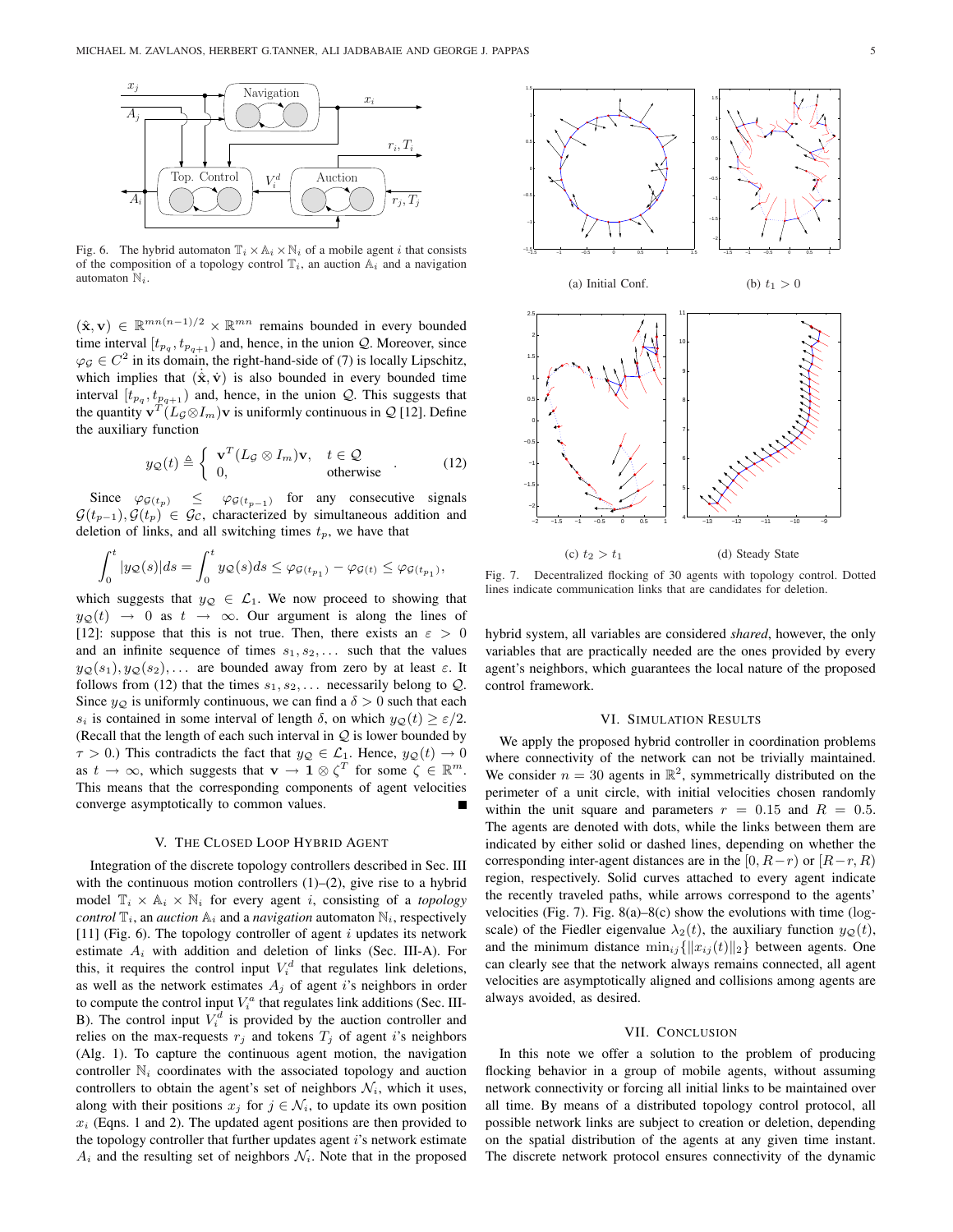Fig. 6. The hybrid automaton $\mathbb{T}_i \times \mathbb{A}_i \times \mathbb{N}_i$ of a mobile agent $i$ that consists of the composition of a topology control $\mathbb{T}_i$, an auction $\mathbb{A}_i$ and a navigation automaton $\mathbb{N}_i$.

$(\hat{\mathbf{x}}, \mathbf{v}) \in \mathbb{R}^{mn(n-1)/2} \times \mathbb{R}^{mn}$ remains bounded in every bounded time interval $[t_{p_q}, t_{p_{q+1}})$ and, hence, in the union $\mathcal{Q}$. Moreover, since $\varphi_{\mathcal{G}} \in C^2$ in its domain, the right-hand-side of (7) is locally Lipschitz, which implies that $(\dot{\hat{\mathbf{x}}}, \dot{\mathbf{v}})$ is also bounded in every bounded time interval $[t_{p_q}, t_{p_{q+1}})$ and, hence, in the union $\mathcal{Q}$. This suggests that the quantity $\mathbf{v}^T(L_{\mathcal{G}} \otimes I_m)\mathbf{v}$ is uniformly continuous in $\mathcal{Q}$ [12]. Define the auxiliary function

$$y_{\mathcal{Q}}(t) \triangleq \begin{cases} \mathbf{v}^T(L_{\mathcal{G}} \otimes I_m)\mathbf{v}, & t \in \mathcal{Q} \\ 0, & \text{otherwise} \end{cases} . \quad (12)$$

Since $\varphi_{\mathcal{G}(t_p)} \leq \varphi_{\mathcal{G}(t_{p-1})}$ for any consecutive signals $\mathcal{G}(t_{p-1}), \mathcal{G}(t_p) \in \mathcal{G}_{\mathcal{C}}$, characterized by simultaneous addition and deletion of links, and all switching times $t_p$, we have that

$$\int_0^t |y_{\mathcal{Q}}(s)| ds = \int_0^t y_{\mathcal{Q}}(s) ds \leq \varphi_{\mathcal{G}(t_{p_1})} - \varphi_{\mathcal{G}(t)} \leq \varphi_{\mathcal{G}(t_{p_1})},$$

which suggests that $y_{\mathcal{Q}} \in \mathcal{L}_1$. We now proceed to showing that $y_{\mathcal{Q}}(t) \to 0$ as $t \to \infty$. Our argument is along the lines of [12]: suppose that this is not true. Then, there exists an $\varepsilon > 0$ and an infinite sequence of times $s_1, s_2, \ldots$ such that the values $y_{\mathcal{Q}}(s_1), y_{\mathcal{Q}}(s_2), \ldots$ are bounded away from zero by at least $\varepsilon$. It follows from (12) that the times $s_1, s_2, \ldots$ necessarily belong to $\mathcal{Q}$. Since $y_{\mathcal{Q}}$ is uniformly continuous, we can find a $\delta > 0$ such that each $s_i$ is contained in some interval of length $\delta$, on which $y_{\mathcal{Q}}(t) \geq \varepsilon/2$. (Recall that the length of each such interval in $\mathcal{Q}$ is lower bounded by $\tau > 0$.) This contradicts the fact that $y_{\mathcal{Q}} \in \mathcal{L}_1$. Hence, $y_{\mathcal{Q}}(t) \to 0$ as $t \to \infty$, which suggests that $\mathbf{v} \to \mathbf{1} \otimes \zeta^T$ for some $\zeta \in \mathbb{R}^m$. This means that the corresponding components of agent velocities converge asymptotically to common values. ∎

## V. The Closed Loop Hybrid Agent

Integration of the discrete topology controllers described in Sec. III with the continuous motion controllers (1)–(2), give rise to a hybrid model $\mathbb{T}_i \times \mathbb{A}_i \times \mathbb{N}_i$ for every agent $i$, consisting of a *topology control* $\mathbb{T}_i$, an *auction* $\mathbb{A}_i$ and a *navigation* automaton $\mathbb{N}_i$, respectively [11] (Fig. 6). The topology controller of agent $i$ updates its network estimate $A_i$ with addition and deletion of links (Sec. III-A). For this, it requires the control input $V_i^d$ that regulates link deletions, as well as the network estimates $A_j$ of agent $i$'s neighbors in order to compute the control input $V_i^a$ that regulates link additions (Sec. III-B). The control input $V_i^d$ is provided by the auction controller and relies on the max-requests $r_j$ and tokens $T_j$ of agent $i$'s neighbors (Alg. 1). To capture the continuous agent motion, the navigation controller $\mathbb{N}_i$ coordinates with the associated topology and auction controllers to obtain the agent's set of neighbors $\mathcal{N}_i$, which it uses, along with their positions $x_j$ for $j \in \mathcal{N}_i$, to update its own position $x_i$ (Eqns. 1 and 2). The updated agent positions are then provided to the topology controller that further updates agent $i$'s network estimate $A_i$ and the resulting set of neighbors $\mathcal{N}_i$. Note that in the proposed hybrid system, all variables are considered *shared*, however, the only variables that are practically needed are the ones provided by every agent's neighbors, which guarantees the local nature of the proposed control framework.

Fig. 7. Decentralized flocking of 30 agents with topology control. Dotted lines indicate communication links that are candidates for deletion. (a) Initial Conf. (b) $t_1 > 0$ (c) $t_2 > t_1$ (d) Steady State

## VI. Simulation Results

We apply the proposed hybrid controller in coordination problems where connectivity of the network can not be trivially maintained. We consider $n = 30$ agents in $\mathbb{R}^2$, symmetrically distributed on the perimeter of a unit circle, with initial velocities chosen randomly within the unit square and parameters $r = 0.15$ and $R = 0.5$. The agents are denoted with dots, while the links between them are indicated by either solid or dashed lines, depending on whether the corresponding inter-agent distances are in the $[0, R-r)$ or $[R-r, R)$ region, respectively. Solid curves attached to every agent indicate the recently traveled paths, while arrows correspond to the agents' velocities (Fig. 7). Fig. 8(a)–8(c) show the evolutions with time (log-scale) of the Fiedler eigenvalue $\lambda_2(t)$, the auxiliary function $y_{\mathcal{Q}}(t)$, and the minimum distance $\min_{ij}\{\|x_{ij}(t)\|_2\}$ between agents. One can clearly see that the network always remains connected, all agent velocities are asymptotically aligned and collisions among agents are always avoided, as desired.

## VII. Conclusion

In this note we offer a solution to the problem of producing flocking behavior in a group of mobile agents, without assuming network connectivity or forcing all initial links to be maintained over all time. By means of a distributed topology control protocol, all possible network links are subject to creation or deletion, depending on the spatial distribution of the agents at any given time instant. The discrete network protocol ensures connectivity of the dynamic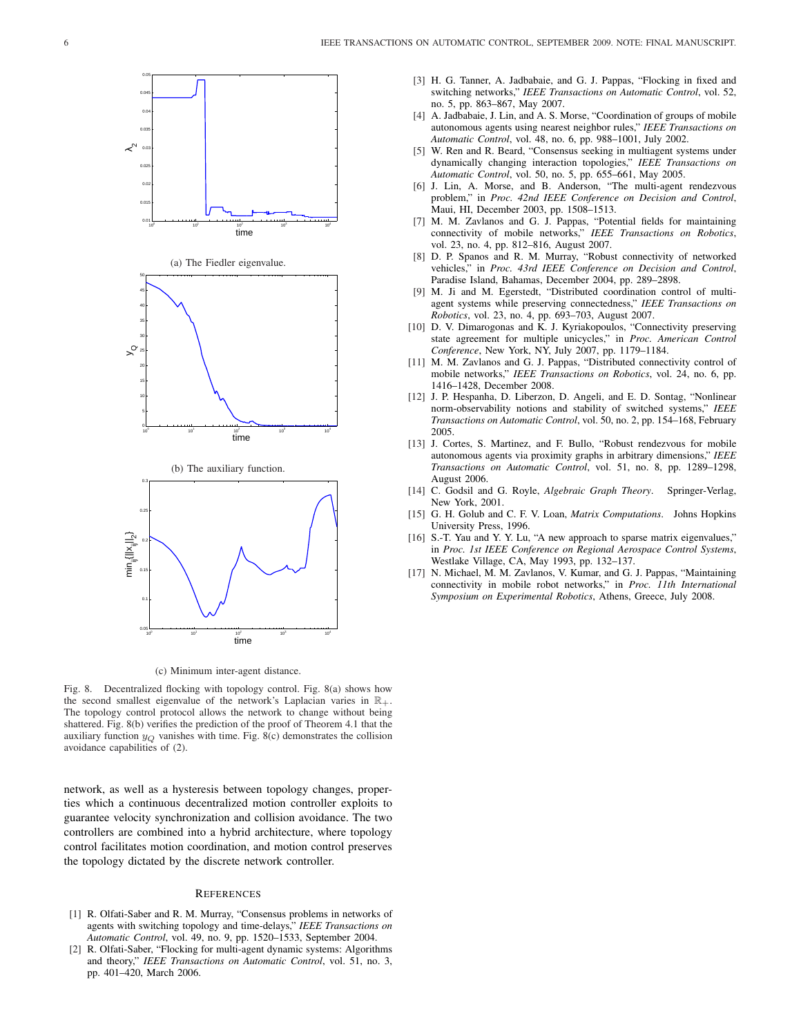0.05
0.045
0.04
0.035
0.03
0.025
0.02
0.015
0.01
$\lambda_2$
$10^0$ $10^1$ $10^2$ $10^3$ $10^4$
time

(a) The Fiedler eigenvalue.

50
45
40
35
30
25
20
15
10
5
0
$y_Q$
$10^0$ $10^1$ $10^2$ $10^3$ $10^4$
time

(b) The auxiliary function.

0.3
0.25
0.2
0.15
0.1
0.05
$\min_{ij}\{\|x_{ij}\|_2\}$
$10^0$ $10^1$ $10^2$ $10^3$ $10^4$
time

(c) Minimum inter-agent distance.

Fig. 8. Decentralized flocking with topology control. Fig. 8(a) shows how the second smallest eigenvalue of the network's Laplacian varies in $\mathbb{R}_+$. The topology control protocol allows the network to change without being shattered. Fig. 8(b) verifies the prediction of the proof of Theorem 4.1 that the auxiliary function $y_Q$ vanishes with time. Fig. 8(c) demonstrates the collision avoidance capabilities of (2).

network, as well as a hysteresis between topology changes, properties which a continuous decentralized motion controller exploits to guarantee velocity synchronization and collision avoidance. The two controllers are combined into a hybrid architecture, where topology control facilitates motion coordination, and motion control preserves the topology dictated by the discrete network controller.

## References

[1] R. Olfati-Saber and R. M. Murray, "Consensus problems in networks of agents with switching topology and time-delays," *IEEE Transactions on Automatic Control*, vol. 49, no. 9, pp. 1520–1533, September 2004.

[2] R. Olfati-Saber, "Flocking for multi-agent dynamic systems: Algorithms and theory," *IEEE Transactions on Automatic Control*, vol. 51, no. 3, pp. 401–420, March 2006.

[3] H. G. Tanner, A. Jadbabaie, and G. J. Pappas, "Flocking in fixed and switching networks," *IEEE Transactions on Automatic Control*, vol. 52, no. 5, pp. 863–867, May 2007.

[4] A. Jadbabaie, J. Lin, and A. S. Morse, "Coordination of groups of mobile autonomous agents using nearest neighbor rules," *IEEE Transactions on Automatic Control*, vol. 48, no. 6, pp. 988–1001, July 2002.

[5] W. Ren and R. Beard, "Consensus seeking in multiagent systems under dynamically changing interaction topologies," *IEEE Transactions on Automatic Control*, vol. 50, no. 5, pp. 655–661, May 2005.

[6] J. Lin, A. Morse, and B. Anderson, "The multi-agent rendezvous problem," in *Proc. 42nd IEEE Conference on Decision and Control*, Maui, HI, December 2003, pp. 1508–1513.

[7] M. M. Zavlanos and G. J. Pappas, "Potential fields for maintaining connectivity of mobile networks," *IEEE Transactions on Robotics*, vol. 23, no. 4, pp. 812–816, August 2007.

[8] D. P. Spanos and R. M. Murray, "Robust connectivity of networked vehicles," in *Proc. 43rd IEEE Conference on Decision and Control*, Paradise Island, Bahamas, December 2004, pp. 289–2898.

[9] M. Ji and M. Egerstedt, "Distributed coordination control of multi-agent systems while preserving connectedness," *IEEE Transactions on Robotics*, vol. 23, no. 4, pp. 693–703, August 2007.

[10] D. V. Dimarogonas and K. J. Kyriakopoulos, "Connectivity preserving state agreement for multiple unicycles," in *Proc. American Control Conference*, New York, NY, July 2007, pp. 1179–1184.

[11] M. M. Zavlanos and G. J. Pappas, "Distributed connectivity control of mobile networks," *IEEE Transactions on Robotics*, vol. 24, no. 6, pp. 1416–1428, December 2008.

[12] J. P. Hespanha, D. Liberzon, D. Angeli, and E. D. Sontag, "Nonlinear norm-observability notions and stability of switched systems," *IEEE Transactions on Automatic Control*, vol. 50, no. 2, pp. 154–168, February 2005.

[13] J. Cortes, S. Martinez, and F. Bullo, "Robust rendezvous for mobile autonomous agents via proximity graphs in arbitrary dimensions," *IEEE Transactions on Automatic Control*, vol. 51, no. 8, pp. 1289–1298, August 2006.

[14] C. Godsil and G. Royle, *Algebraic Graph Theory*. Springer-Verlag, New York, 2001.

[15] G. H. Golub and C. F. V. Loan, *Matrix Computations*. Johns Hopkins University Press, 1996.

[16] S.-T. Yau and Y. Y. Lu, "A new approach to sparse matrix eigenvalues," in *Proc. 1st IEEE Conference on Regional Aerospace Control Systems*, Westlake Village, CA, May 1993, pp. 132–137.

[17] N. Michael, M. M. Zavlanos, V. Kumar, and G. J. Pappas, "Maintaining connectivity in mobile robot networks," in *Proc. 11th International Symposium on Experimental Robotics*, Athens, Greece, July 2008.